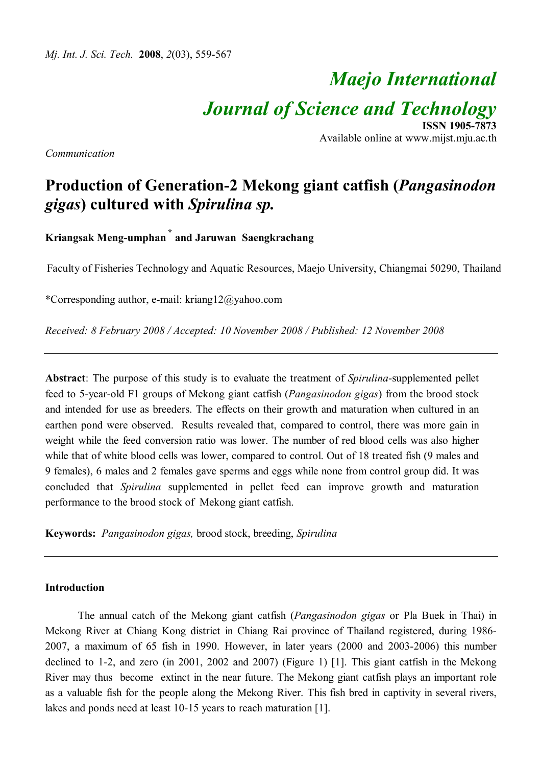# Maejo International Journal of Science and Technology

**ISSN 1905-7873**
Available online at www.mijst.mju.ac.th

*Communication*

# Production of Generation-2 Mekong giant catfish (*Pangasinodon gigas*) cultured with *Spirulina sp.*

**Kriangsak Meng-umphan*** **and Jaruwan Saengkrachang**

Faculty of Fisheries Technology and Aquatic Resources, Maejo University, Chiangmai 50290, Thailand

*Corresponding author, e-mail: kriang12@yahoo.com

*Received: 8 February 2008 / Accepted: 10 November 2008 / Published: 12 November 2008*

---

**Abstract**: The purpose of this study is to evaluate the treatment of *Spirulina*-supplemented pellet feed to 5-year-old F1 groups of Mekong giant catfish (*Pangasinodon gigas*) from the brood stock and intended for use as breeders. The effects on their growth and maturation when cultured in an earthen pond were observed. Results revealed that, compared to control, there was more gain in weight while the feed conversion ratio was lower. The number of red blood cells was also higher while that of white blood cells was lower, compared to control. Out of 18 treated fish (9 males and 9 females), 6 males and 2 females gave sperms and eggs while none from control group did. It was concluded that *Spirulina* supplemented in pellet feed can improve growth and maturation performance to the brood stock of Mekong giant catfish.

**Keywords:** *Pangasinodon gigas,* brood stock, breeding, *Spirulina*

---

## Introduction

The annual catch of the Mekong giant catfish (*Pangasinodon gigas* or Pla Buek in Thai) in Mekong River at Chiang Kong district in Chiang Rai province of Thailand registered, during 1986-2007, a maximum of 65 fish in 1990. However, in later years (2000 and 2003-2006) this number declined to 1-2, and zero (in 2001, 2002 and 2007) (Figure 1) [1]. This giant catfish in the Mekong River may thus become extinct in the near future. The Mekong giant catfish plays an important role as a valuable fish for the people along the Mekong River. This fish bred in captivity in several rivers, lakes and ponds need at least 10-15 years to reach maturation [1].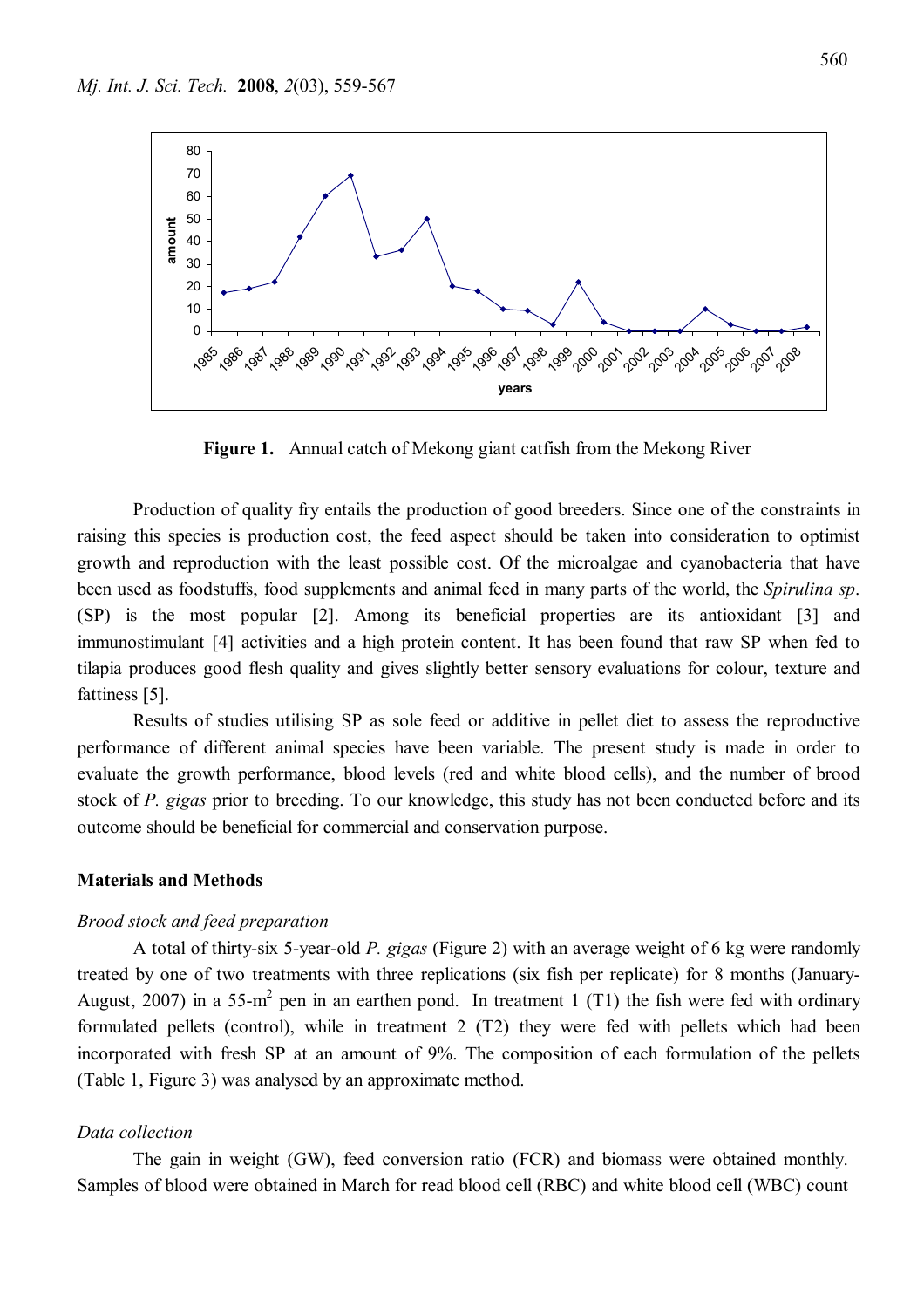**Figure 1.** Annual catch of Mekong giant catfish from the Mekong River

Production of quality fry entails the production of good breeders. Since one of the constraints in raising this species is production cost, the feed aspect should be taken into consideration to optimist growth and reproduction with the least possible cost. Of the microalgae and cyanobacteria that have been used as foodstuffs, food supplements and animal feed in many parts of the world, the *Spirulina sp*. (SP) is the most popular [2]. Among its beneficial properties are its antioxidant [3] and immunostimulant [4] activities and a high protein content. It has been found that raw SP when fed to tilapia produces good flesh quality and gives slightly better sensory evaluations for colour, texture and fattiness [5].

Results of studies utilising SP as sole feed or additive in pellet diet to assess the reproductive performance of different animal species have been variable. The present study is made in order to evaluate the growth performance, blood levels (red and white blood cells), and the number of brood stock of *P. gigas* prior to breeding. To our knowledge, this study has not been conducted before and its outcome should be beneficial for commercial and conservation purpose.

## Materials and Methods

### *Brood stock and feed preparation*

A total of thirty-six 5-year-old *P. gigas* (Figure 2) with an average weight of 6 kg were randomly treated by one of two treatments with three replications (six fish per replicate) for 8 months (January-August, 2007) in a 55-m$^2$ pen in an earthen pond. In treatment 1 (T1) the fish were fed with ordinary formulated pellets (control), while in treatment 2 (T2) they were fed with pellets which had been incorporated with fresh SP at an amount of 9%. The composition of each formulation of the pellets (Table 1, Figure 3) was analysed by an approximate method.

### *Data collection*

The gain in weight (GW), feed conversion ratio (FCR) and biomass were obtained monthly. Samples of blood were obtained in March for read blood cell (RBC) and white blood cell (WBC) count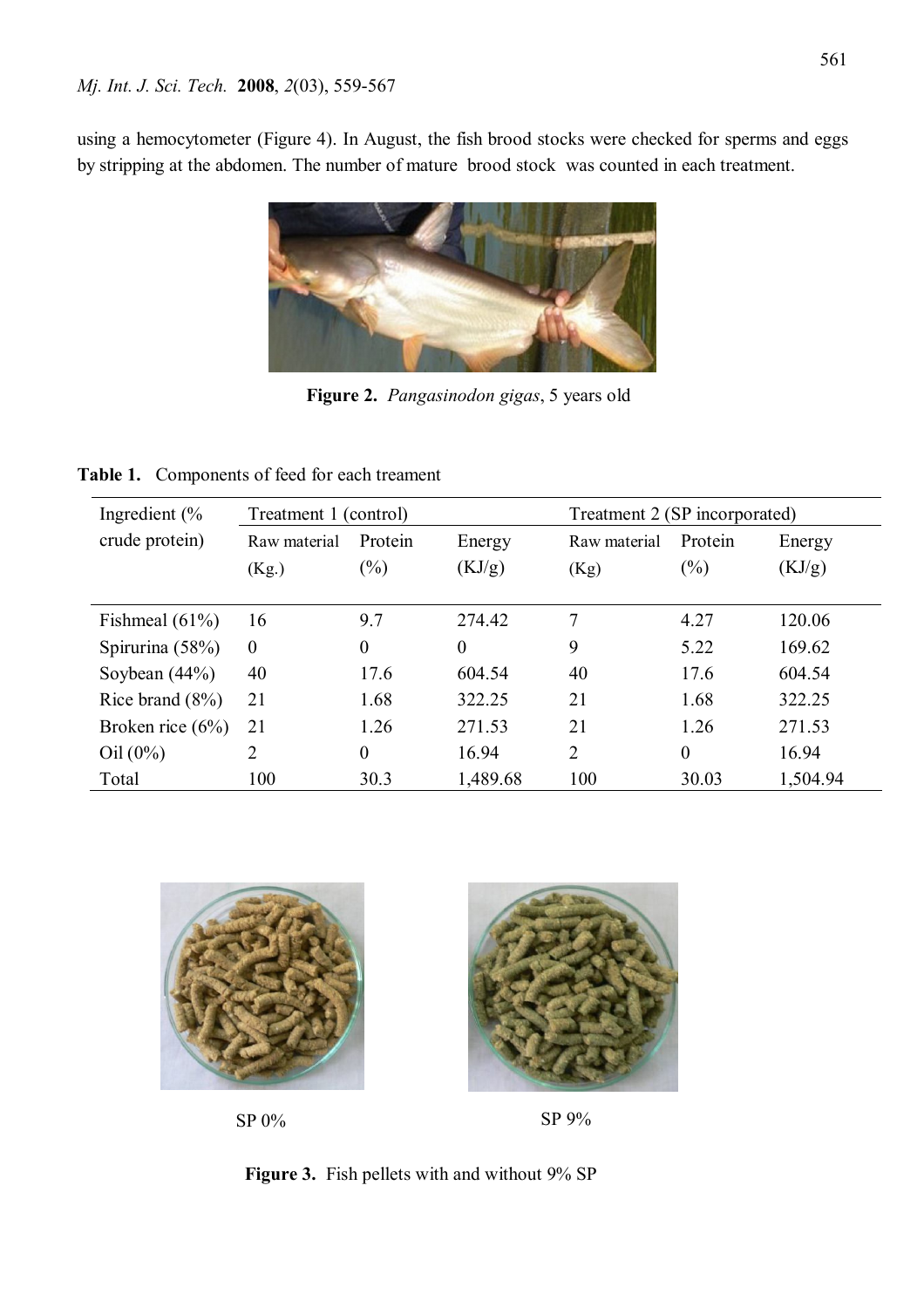using a hemocytometer (Figure 4). In August, the fish brood stocks were checked for sperms and eggs by stripping at the abdomen. The number of mature brood stock was counted in each treatment.

**Figure 2.** *Pangasinodon gigas*, 5 years old

**Table 1.** Components of feed for each treament

| Ingredient (% crude protein) | Treatment 1 (control) | | | Treatment 2 (SP incorporated) | | |
|---|---|---|---|---|---|---|
| | Raw material (Kg.) | Protein (%) | Energy (KJ/g) | Raw material (Kg) | Protein (%) | Energy (KJ/g) |
| Fishmeal (61%) | 16 | 9.7 | 274.42 | 7 | 4.27 | 120.06 |
| Spirurina (58%) | 0 | 0 | 0 | 9 | 5.22 | 169.62 |
| Soybean (44%) | 40 | 17.6 | 604.54 | 40 | 17.6 | 604.54 |
| Rice brand (8%) | 21 | 1.68 | 322.25 | 21 | 1.68 | 322.25 |
| Broken rice (6%) | 21 | 1.26 | 271.53 | 21 | 1.26 | 271.53 |
| Oil (0%) | 2 | 0 | 16.94 | 2 | 0 | 16.94 |
| Total | 100 | 30.3 | 1,489.68 | 100 | 30.03 | 1,504.94 |

SP 0%

SP 9%

**Figure 3.** Fish pellets with and without 9% SP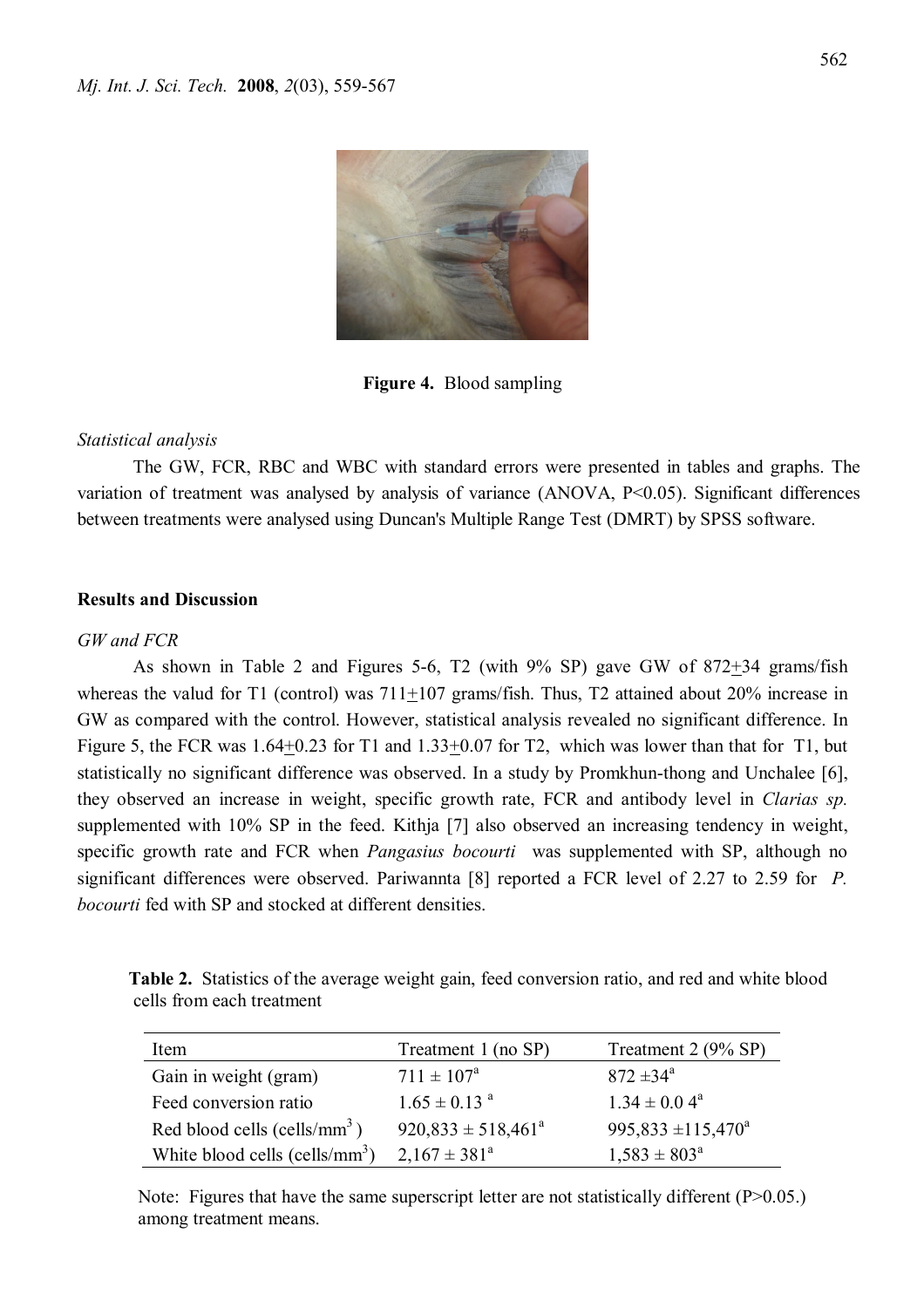Figure 4. Blood sampling

*Statistical analysis*

The GW, FCR, RBC and WBC with standard errors were presented in tables and graphs. The variation of treatment was analysed by analysis of variance (ANOVA, $P<0.05$). Significant differences between treatments were analysed using Duncan's Multiple Range Test (DMRT) by SPSS software.

## Results and Discussion

*GW and FCR*

As shown in Table 2 and Figures 5-6, T2 (with 9% SP) gave GW of 872±34 grams/fish whereas the valud for T1 (control) was 711±107 grams/fish. Thus, T2 attained about 20% increase in GW as compared with the control. However, statistical analysis revealed no significant difference. In Figure 5, the FCR was 1.64±0.23 for T1 and 1.33±0.07 for T2, which was lower than that for T1, but statistically no significant difference was observed. In a study by Promkhun-thong and Unchalee [6], they observed an increase in weight, specific growth rate, FCR and antibody level in *Clarias sp.* supplemented with 10% SP in the feed. Kithja [7] also observed an increasing tendency in weight, specific growth rate and FCR when *Pangasius bocourti* was supplemented with SP, although no significant differences were observed. Pariwannta [8] reported a FCR level of 2.27 to 2.59 for *P. bocourti* fed with SP and stocked at different densities.

**Table 2.** Statistics of the average weight gain, feed conversion ratio, and red and white blood cells from each treatment

| Item | Treatment 1 (no SP) | Treatment 2 (9% SP) |
|---|---|---|
| Gain in weight (gram) | $711 \pm 107^a$ | $872 \pm 34^a$ |
| Feed conversion ratio | $1.65 \pm 0.13^a$ | $1.34 \pm 0.04^a$ |
| Red blood cells (cells/$mm^3$) | $920{,}833 \pm 518{,}461^a$ | $995{,}833 \pm 115{,}470^a$ |
| White blood cells (cells/$mm^3$) | $2{,}167 \pm 381^a$ | $1{,}583 \pm 803^a$ |

Note: Figures that have the same superscript letter are not statistically different ($P>0.05$.) among treatment means.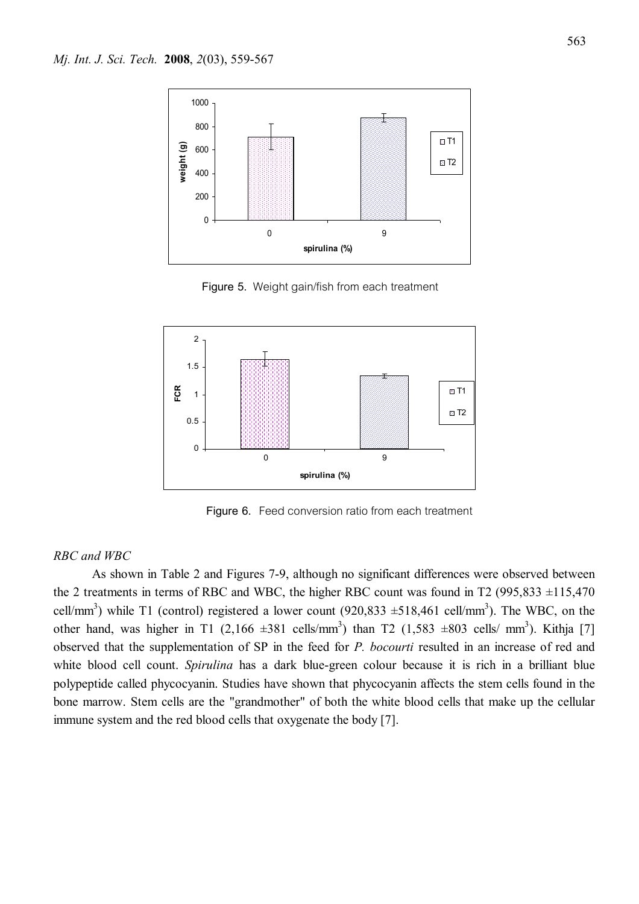Figure 5. Weight gain/fish from each treatment

Figure 6. Feed conversion ratio from each treatment

*RBC and WBC*

As shown in Table 2 and Figures 7-9, although no significant differences were observed between the 2 treatments in terms of RBC and WBC, the higher RBC count was found in T2 (995,833 ±115,470 cell/$mm^3$) while T1 (control) registered a lower count (920,833 ±518,461 cell/$mm^3$). The WBC, on the other hand, was higher in T1 (2,166 ±381 cells/$mm^3$) than T2 (1,583 ±803 cells/ $mm^3$). Kithja [7] observed that the supplementation of SP in the feed for *P. bocourti* resulted in an increase of red and white blood cell count. *Spirulina* has a dark blue-green colour because it is rich in a brilliant blue polypeptide called phycocyanin. Studies have shown that phycocyanin affects the stem cells found in the bone marrow. Stem cells are the "grandmother" of both the white blood cells that make up the cellular immune system and the red blood cells that oxygenate the body [7].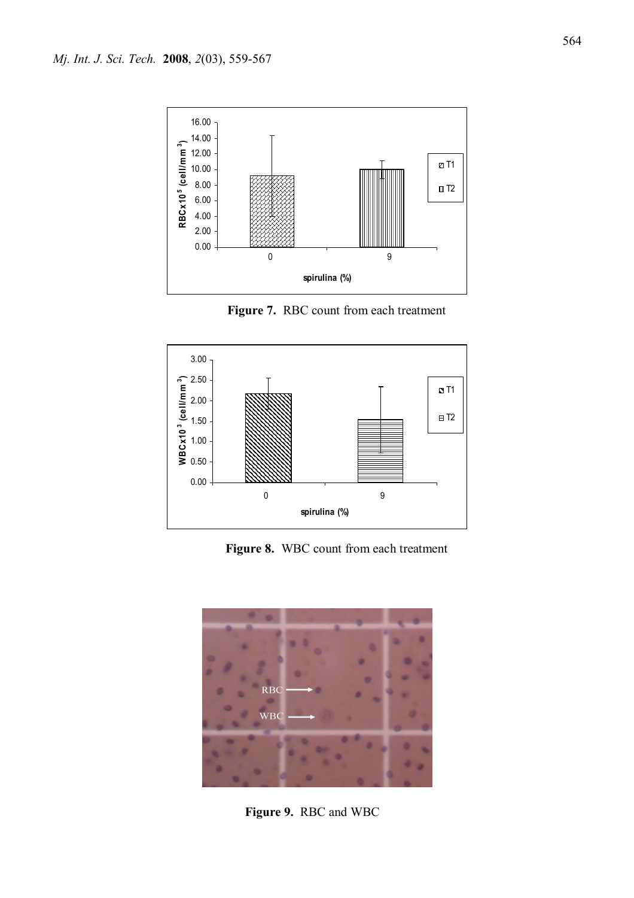**Figure 7.** RBC count from each treatment

**Figure 8.** WBC count from each treatment

**Figure 9.** RBC and WBC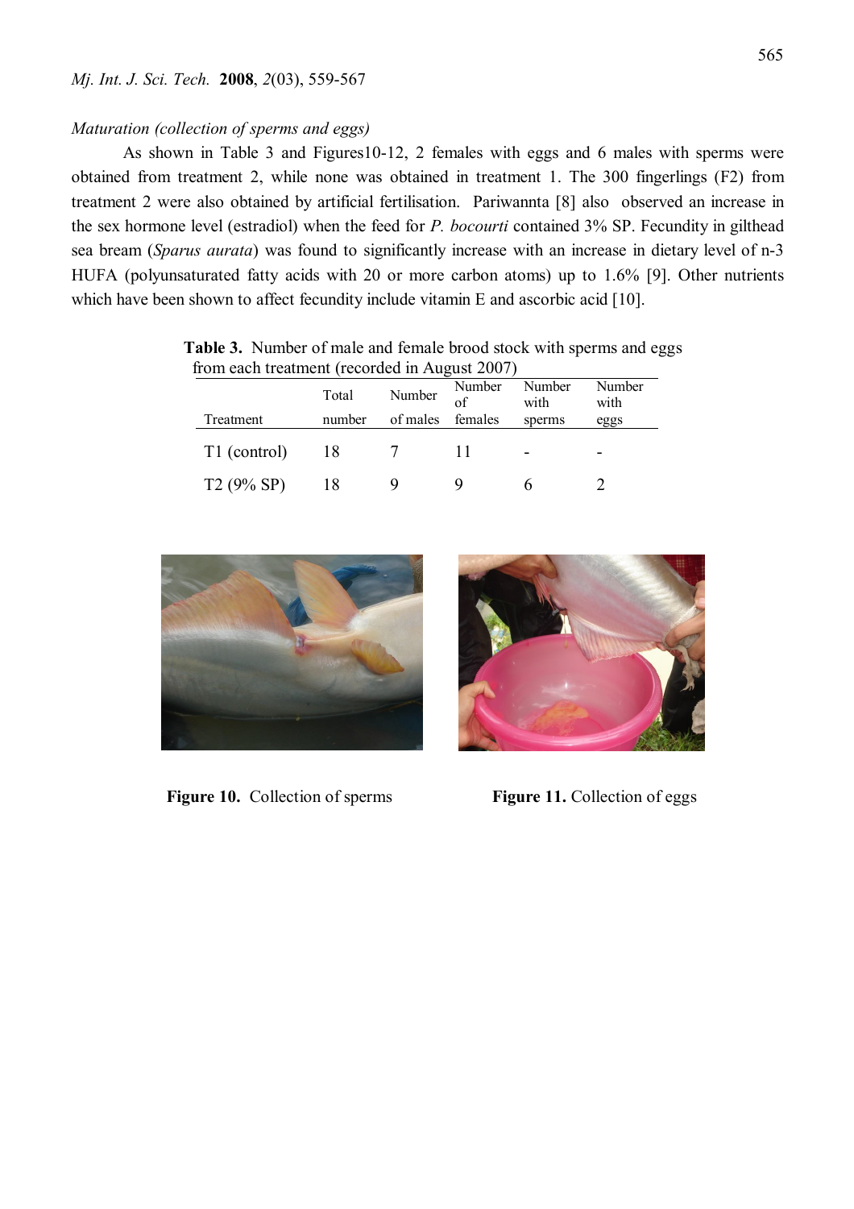*Maturation (collection of sperms and eggs)*

As shown in Table 3 and Figures10-12, 2 females with eggs and 6 males with sperms were obtained from treatment 2, while none was obtained in treatment 1. The 300 fingerlings (F2) from treatment 2 were also obtained by artificial fertilisation. Pariwannta [8] also observed an increase in the sex hormone level (estradiol) when the feed for *P. bocourti* contained 3% SP. Fecundity in gilthead sea bream (*Sparus aurata*) was found to significantly increase with an increase in dietary level of n-3 HUFA (polyunsaturated fatty acids with 20 or more carbon atoms) up to 1.6% [9]. Other nutrients which have been shown to affect fecundity include vitamin E and ascorbic acid [10].

**Table 3.** Number of male and female brood stock with sperms and eggs from each treatment (recorded in August 2007)

| Treatment | Total number | Number of males | Number of females | Number with sperms | Number with eggs |
|---|---|---|---|---|---|
| T1 (control) | 18 | 7 | 11 | - | - |
| T2 (9% SP) | 18 | 9 | 9 | 6 | 2 |

**Figure 10.** Collection of sperms

**Figure 11.** Collection of eggs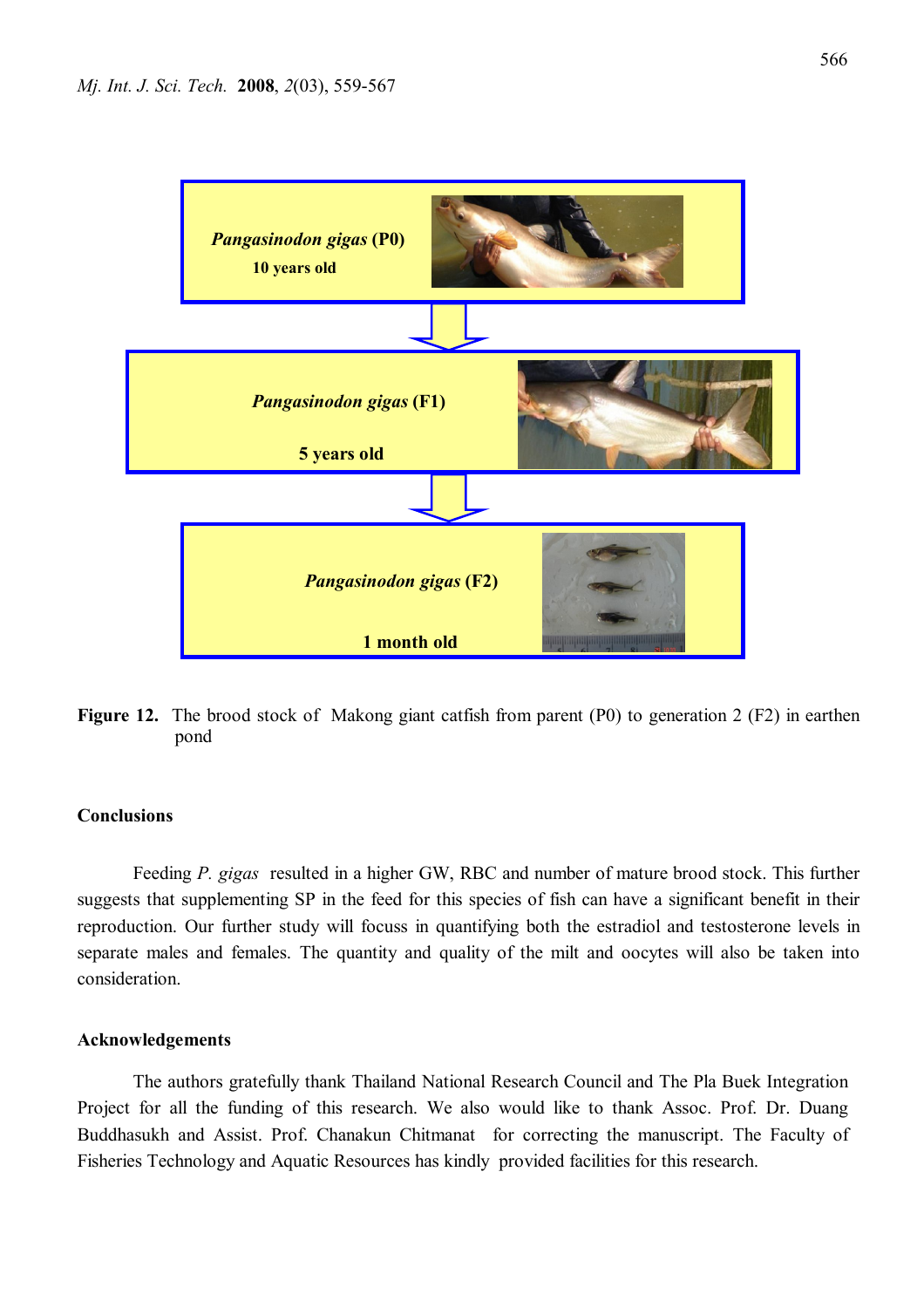**Pangasinodon gigas (P0)**
**10 years old**

**Pangasinodon gigas (F1)**
**5 years old**

**Pangasinodon gigas (F2)**
**1 month old**

**Figure 12.** The brood stock of Makong giant catfish from parent (P0) to generation 2 (F2) in earthen pond

## Conclusions

Feeding *P. gigas* resulted in a higher GW, RBC and number of mature brood stock. This further suggests that supplementing SP in the feed for this species of fish can have a significant benefit in their reproduction. Our further study will focuss in quantifying both the estradiol and testosterone levels in separate males and females. The quantity and quality of the milt and oocytes will also be taken into consideration.

## Acknowledgements

The authors gratefully thank Thailand National Research Council and The Pla Buek Integration Project for all the funding of this research. We also would like to thank Assoc. Prof. Dr. Duang Buddhasukh and Assist. Prof. Chanakun Chitmanat for correcting the manuscript. The Faculty of Fisheries Technology and Aquatic Resources has kindly provided facilities for this research.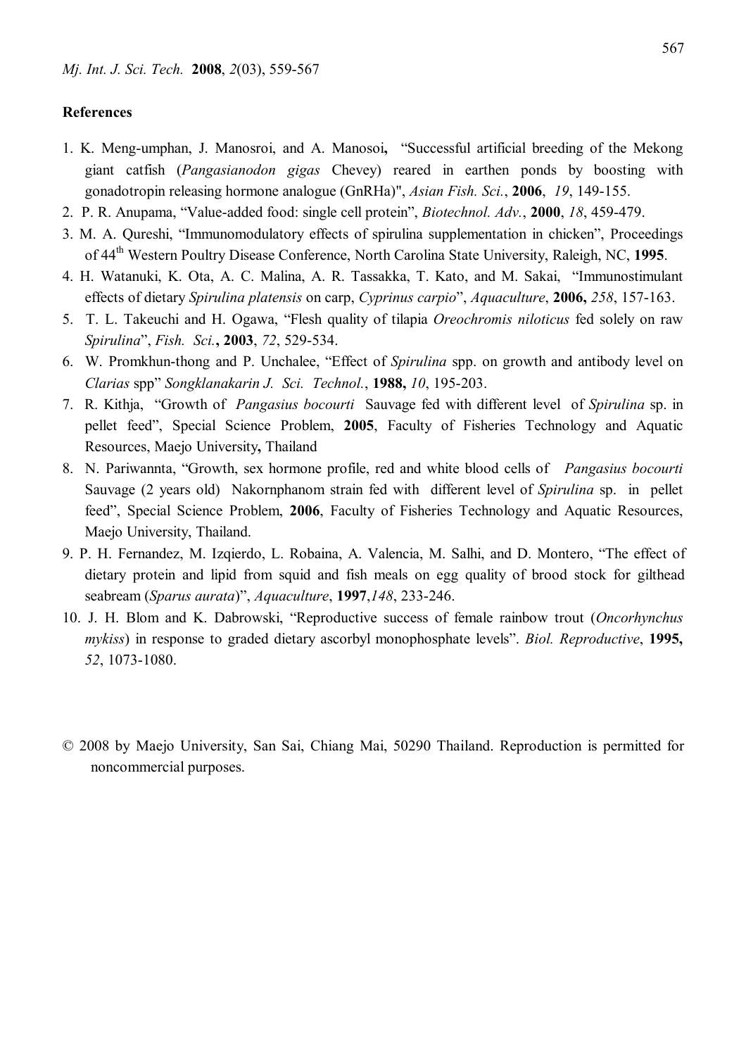## References

1. K. Meng-umphan, J. Manosroi, and A. Manosoi**,** "Successful artificial breeding of the Mekong giant catfish (*Pangasianodon gigas* Chevey) reared in earthen ponds by boosting with gonadotropin releasing hormone analogue (GnRHa)", *Asian Fish. Sci.*, **2006**, *19*, 149-155.
2. P. R. Anupama, "Value-added food: single cell protein", *Biotechnol. Adv.*, **2000**, *18*, 459-479.
3. M. A. Qureshi, "Immunomodulatory effects of spirulina supplementation in chicken", Proceedings of 44$^{th}$ Western Poultry Disease Conference, North Carolina State University, Raleigh, NC, **1995**.
4. H. Watanuki, K. Ota, A. C. Malina, A. R. Tassakka, T. Kato, and M. Sakai, "Immunostimulant effects of dietary *Spirulina platensis* on carp, *Cyprinus carpio*", *Aquaculture*, **2006,** *258*, 157-163.
5. T. L. Takeuchi and H. Ogawa, "Flesh quality of tilapia *Oreochromis niloticus* fed solely on raw *Spirulina*", *Fish. Sci.***, 2003**, *72*, 529-534.
6. W. Promkhun-thong and P. Unchalee, "Effect of *Spirulina* spp. on growth and antibody level on *Clarias* spp" *Songklanakarin J. Sci. Technol.*, **1988,** *10*, 195-203.
7. R. Kithja, "Growth of *Pangasius bocourti* Sauvage fed with different level of *Spirulina* sp. in pellet feed", Special Science Problem, **2005**, Faculty of Fisheries Technology and Aquatic Resources, Maejo University**,** Thailand
8. N. Pariwannta, "Growth, sex hormone profile, red and white blood cells of *Pangasius bocourti* Sauvage (2 years old) Nakornphanom strain fed with different level of *Spirulina* sp. in pellet feed", Special Science Problem, **2006**, Faculty of Fisheries Technology and Aquatic Resources, Maejo University, Thailand.
9. P. H. Fernandez, M. Izqierdo, L. Robaina, A. Valencia, M. Salhi, and D. Montero, "The effect of dietary protein and lipid from squid and fish meals on egg quality of brood stock for gilthead seabream (*Sparus aurata*)", *Aquaculture*, **1997**,*148*, 233-246.
10. J. H. Blom and K. Dabrowski, "Reproductive success of female rainbow trout (*Oncorhynchus mykiss*) in response to graded dietary ascorbyl monophosphate levels". *Biol. Reproductive*, **1995,** *52*, 1073-1080.

© 2008 by Maejo University, San Sai, Chiang Mai, 50290 Thailand. Reproduction is permitted for noncommercial purposes.